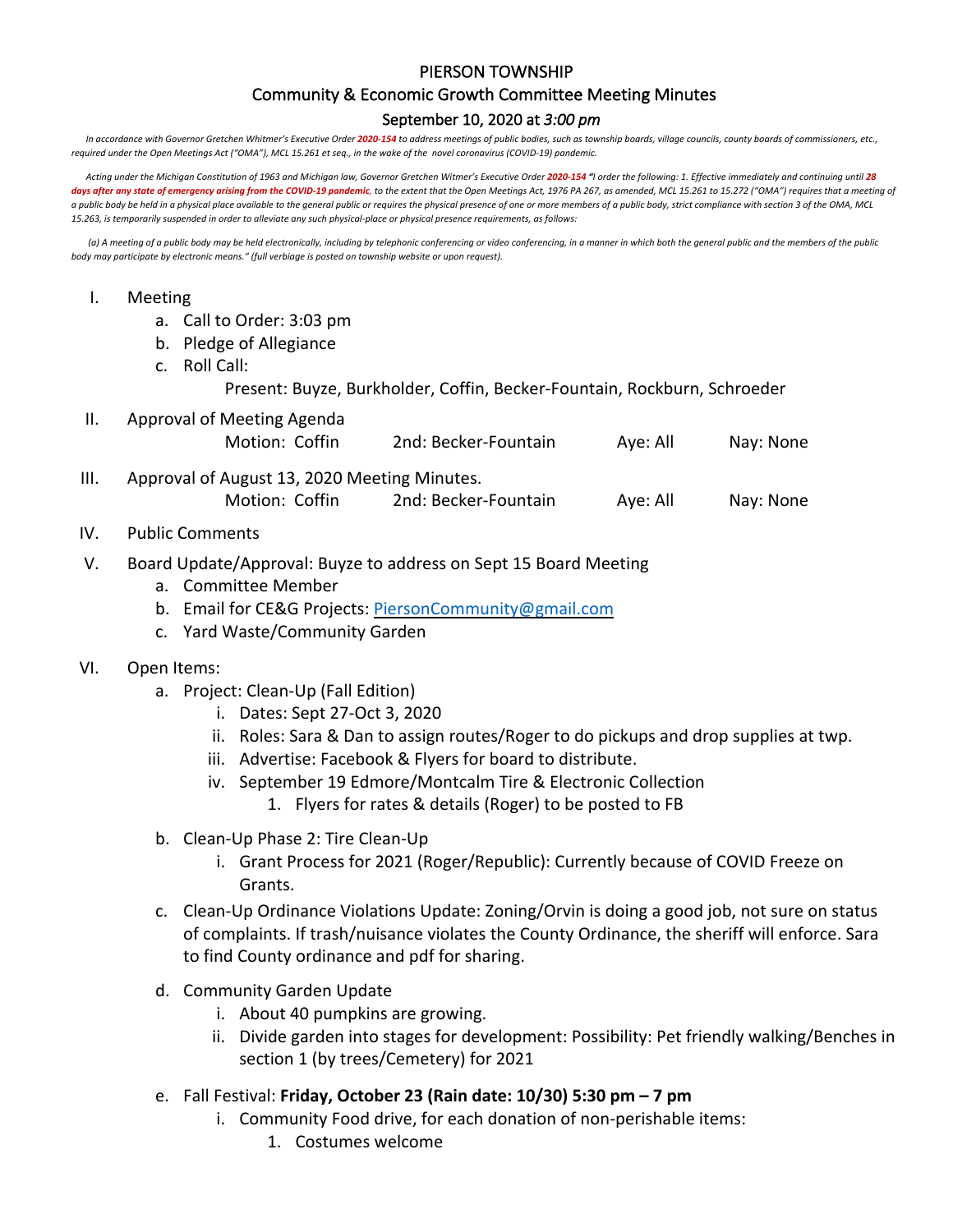# PIERSON TOWNSHIP

## Community & Economic Growth Committee Meeting Minutes

### September 10, 2020 at *3:00 pm*

*In accordance with Governor Gretchen Whitmer's Executive Order **2020-154** to address meetings of public bodies, such as township boards, village councils, county boards of commissioners, etc., required under the Open Meetings Act ("OMA"), MCL 15.261 et seq., in the wake of the novel coronavirus (COVID-19) pandemic.*

*Acting under the Michigan Constitution of 1963 and Michigan law, Governor Gretchen Witmer's Executive Order **2020-154** "I order the following: 1. Effective immediately and continuing until **28 days after any state of emergency arising from the COVID-19 pandemic**, to the extent that the Open Meetings Act, 1976 PA 267, as amended, MCL 15.261 to 15.272 ("OMA") requires that a meeting of a public body be held in a physical place available to the general public or requires the physical presence of one or more members of a public body, strict compliance with section 3 of the OMA, MCL 15.263, is temporarily suspended in order to alleviate any such physical-place or physical presence requirements, as follows:*

*(a) A meeting of a public body may be held electronically, including by telephonic conferencing or video conferencing, in a manner in which both the general public and the members of the public body may participate by electronic means." (full verbiage is posted on township website or upon request).*

I. Meeting
   a. Call to Order: 3:03 pm
   b. Pledge of Allegiance
   c. Roll Call:
      Present: Buyze, Burkholder, Coffin, Becker-Fountain, Rockburn, Schroeder

II. Approval of Meeting Agenda
      Motion: Coffin    2nd: Becker-Fountain    Aye: All    Nay: None

III. Approval of August 13, 2020 Meeting Minutes.
      Motion: Coffin    2nd: Becker-Fountain    Aye: All    Nay: None

IV. Public Comments

V. Board Update/Approval: Buyze to address on Sept 15 Board Meeting
   a. Committee Member
   b. Email for CE&G Projects: PiersonCommunity@gmail.com
   c. Yard Waste/Community Garden

VI. Open Items:
   a. Project: Clean-Up (Fall Edition)
      i. Dates: Sept 27-Oct 3, 2020
      ii. Roles: Sara & Dan to assign routes/Roger to do pickups and drop supplies at twp.
      iii. Advertise: Facebook & Flyers for board to distribute.
      iv. September 19 Edmore/Montcalm Tire & Electronic Collection
         1. Flyers for rates & details (Roger) to be posted to FB
   b. Clean-Up Phase 2: Tire Clean-Up
      i. Grant Process for 2021 (Roger/Republic): Currently because of COVID Freeze on Grants.
   c. Clean-Up Ordinance Violations Update: Zoning/Orvin is doing a good job, not sure on status of complaints. If trash/nuisance violates the County Ordinance, the sheriff will enforce. Sara to find County ordinance and pdf for sharing.
   d. Community Garden Update
      i. About 40 pumpkins are growing.
      ii. Divide garden into stages for development: Possibility: Pet friendly walking/Benches in section 1 (by trees/Cemetery) for 2021
   e. Fall Festival: **Friday, October 23 (Rain date: 10/30) 5:30 pm – 7 pm**
      i. Community Food drive, for each donation of non-perishable items:
         1. Costumes welcome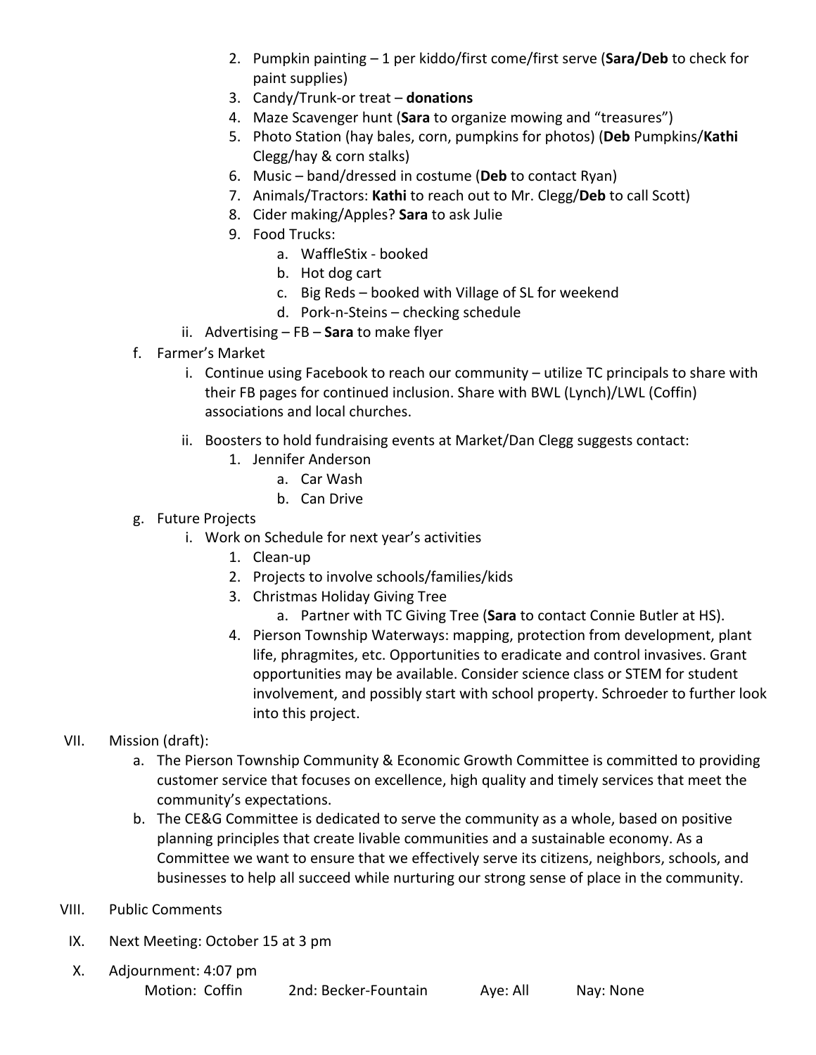2. Pumpkin painting – 1 per kiddo/first come/first serve (**Sara/Deb** to check for paint supplies)
3. Candy/Trunk-or treat – **donations**
4. Maze Scavenger hunt (**Sara** to organize mowing and "treasures")
5. Photo Station (hay bales, corn, pumpkins for photos) (**Deb** Pumpkins/**Kathi** Clegg/hay & corn stalks)
6. Music – band/dressed in costume (**Deb** to contact Ryan)
7. Animals/Tractors: **Kathi** to reach out to Mr. Clegg/**Deb** to call Scott)
8. Cider making/Apples? **Sara** to ask Julie
9. Food Trucks:
   a. WaffleStix - booked
   b. Hot dog cart
   c. Big Reds – booked with Village of SL for weekend
   d. Pork-n-Steins – checking schedule

ii. Advertising – FB – **Sara** to make flyer

f. Farmer's Market

i. Continue using Facebook to reach our community – utilize TC principals to share with their FB pages for continued inclusion. Share with BWL (Lynch)/LWL (Coffin) associations and local churches.

ii. Boosters to hold fundraising events at Market/Dan Clegg suggests contact:

1. Jennifer Anderson
   a. Car Wash
   b. Can Drive

g. Future Projects

i. Work on Schedule for next year's activities

1. Clean-up
2. Projects to involve schools/families/kids
3. Christmas Holiday Giving Tree
   a. Partner with TC Giving Tree (**Sara** to contact Connie Butler at HS).
4. Pierson Township Waterways: mapping, protection from development, plant life, phragmites, etc. Opportunities to eradicate and control invasives. Grant opportunities may be available. Consider science class or STEM for student involvement, and possibly start with school property. Schroeder to further look into this project.

VII. Mission (draft):

a. The Pierson Township Community & Economic Growth Committee is committed to providing customer service that focuses on excellence, high quality and timely services that meet the community's expectations.

b. The CE&G Committee is dedicated to serve the community as a whole, based on positive planning principles that create livable communities and a sustainable economy. As a Committee we want to ensure that we effectively serve its citizens, neighbors, schools, and businesses to help all succeed while nurturing our strong sense of place in the community.

VIII. Public Comments

IX. Next Meeting: October 15 at 3 pm

X. Adjournment: 4:07 pm

Motion: Coffin 2nd: Becker-Fountain Aye: All Nay: None